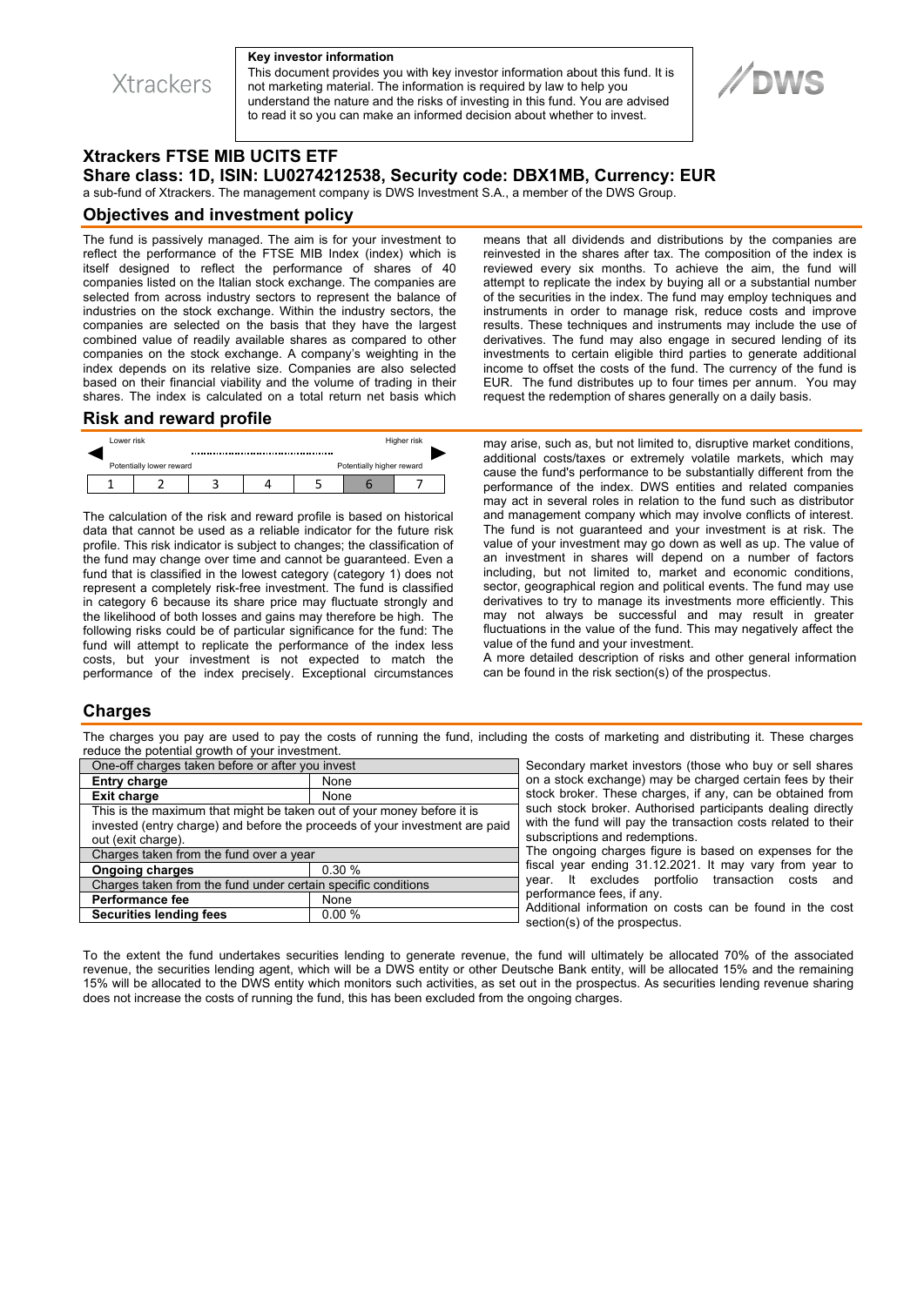Xtrackers

**Key investor information**

This document provides you with key investor information about this fund. It is not marketing material. The information is required by law to help you understand the nature and the risks of investing in this fund. You are advised to read it so you can make an informed decision about whether to invest.

DWS

# Xtrackers FTSE MIB UCITS ETF

## Share class: 1D, ISIN: LU0274212538, Security code: DBX1MB, Currency: EUR

a sub-fund of Xtrackers. The management company is DWS Investment S.A., a member of the DWS Group.

## Objectives and investment policy

The fund is passively managed. The aim is for your investment to reflect the performance of the FTSE MIB Index (index) which is itself designed to reflect the performance of shares of 40 companies listed on the Italian stock exchange. The companies are selected from across industry sectors to represent the balance of industries on the stock exchange. Within the industry sectors, the companies are selected on the basis that they have the largest combined value of readily available shares as compared to other companies on the stock exchange. A company's weighting in the index depends on its relative size. Companies are also selected based on their financial viability and the volume of trading in their shares. The index is calculated on a total return net basis which means that all dividends and distributions by the companies are reinvested in the shares after tax. The composition of the index is reviewed every six months. To achieve the aim, the fund will attempt to replicate the index by buying all or a substantial number of the securities in the index. The fund may employ techniques and instruments in order to manage risk, reduce costs and improve results. These techniques and instruments may include the use of derivatives. The fund may also engage in secured lending of its investments to certain eligible third parties to generate additional income to offset the costs of the fund. The currency of the fund is EUR. The fund distributes up to four times per annum. You may request the redemption of shares generally on a daily basis.

## Risk and reward profile

| Lower risk | | | | | | Higher risk |
|---|---|---|---|---|---|---|
| Potentially lower reward | | | | | | Potentially higher reward |
| 1 | 2 | 3 | 4 | 5 | **6** | 7 |

The calculation of the risk and reward profile is based on historical data that cannot be used as a reliable indicator for the future risk profile. This risk indicator is subject to changes; the classification of the fund may change over time and cannot be guaranteed. Even a fund that is classified in the lowest category (category 1) does not represent a completely risk-free investment. The fund is classified in category 6 because its share price may fluctuate strongly and the likelihood of both losses and gains may therefore be high. The following risks could be of particular significance for the fund: The fund will attempt to replicate the performance of the index less costs, but your investment is not expected to match the performance of the index precisely. Exceptional circumstances may arise, such as, but not limited to, disruptive market conditions, additional costs/taxes or extremely volatile markets, which may cause the fund's performance to be substantially different from the performance of the index. DWS entities and related companies may act in several roles in relation to the fund such as distributor and management company which may involve conflicts of interest. The fund is not guaranteed and your investment is at risk. The value of your investment may go down as well as up. The value of an investment in shares will depend on a number of factors including, but not limited to, market and economic conditions, sector, geographical region and political events. The fund may use derivatives to try to manage its investments more efficiently. This may not always be successful and may result in greater fluctuations in the value of the fund. This may negatively affect the value of the fund and your investment.

A more detailed description of risks and other general information can be found in the risk section(s) of the prospectus.

## Charges

The charges you pay are used to pay the costs of running the fund, including the costs of marketing and distributing it. These charges reduce the potential growth of your investment.

| One-off charges taken before or after you invest | |
|---|---|
| **Entry charge** | None |
| **Exit charge** | None |
| This is the maximum that might be taken out of your money before it is invested (entry charge) and before the proceeds of your investment are paid out (exit charge). | |
| Charges taken from the fund over a year | |
| **Ongoing charges** | 0.30 % |
| Charges taken from the fund under certain specific conditions | |
| **Performance fee** | None |
| **Securities lending fees** | 0.00 % |

Secondary market investors (those who buy or sell shares on a stock exchange) may be charged certain fees by their stock broker. These charges, if any, can be obtained from such stock broker. Authorised participants dealing directly with the fund will pay the transaction costs related to their subscriptions and redemptions.

The ongoing charges figure is based on expenses for the fiscal year ending 31.12.2021. It may vary from year to year. It excludes portfolio transaction costs and performance fees, if any.

Additional information on costs can be found in the cost section(s) of the prospectus.

To the extent the fund undertakes securities lending to generate revenue, the fund will ultimately be allocated 70% of the associated revenue, the securities lending agent, which will be a DWS entity or other Deutsche Bank entity, will be allocated 15% and the remaining 15% will be allocated to the DWS entity which monitors such activities, as set out in the prospectus. As securities lending revenue sharing does not increase the costs of running the fund, this has been excluded from the ongoing charges.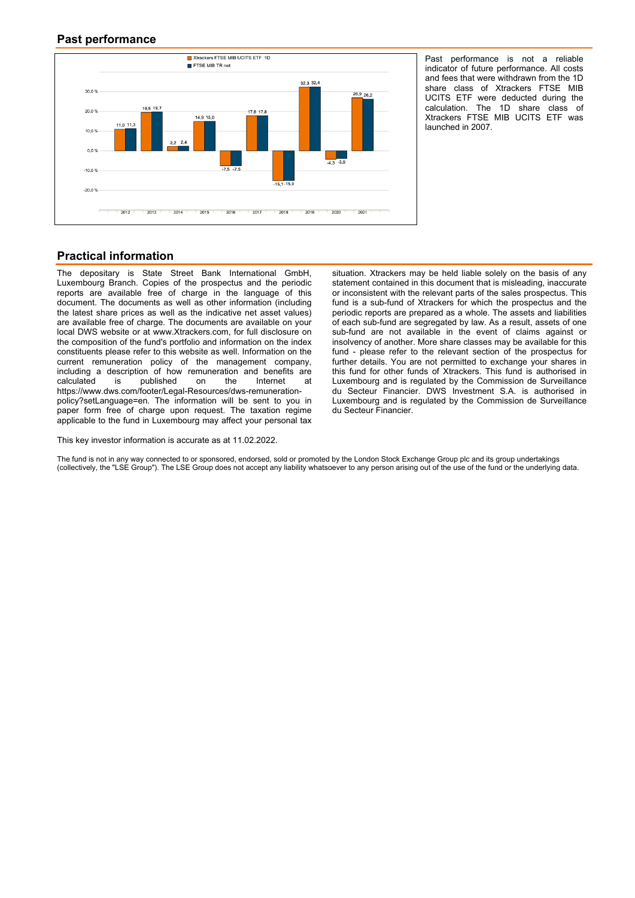## Past performance

Xtrackers FTSE MIB UCITS ETF 1D
FTSE MIB TR net

30,0 %
20,0 %
10,0 %
0,0 %
-10,0 %
-20,0 %

11,0 11,3
19,6 19,7
2,2 2,4
14,9 15,0
-7,5 -7,5
17,8 17,8
-15,1 -15,0
32,3 32,4
-4,3 -3,9
26,9 26,2

2012 2013 2014 2015 2016 2017 2018 2019 2020 2021

Past performance is not a reliable indicator of future performance. All costs and fees that were withdrawn from the 1D share class of Xtrackers FTSE MIB UCITS ETF were deducted during the calculation. The 1D share class of Xtrackers FTSE MIB UCITS ETF was launched in 2007.

## Practical information

The depositary is State Street Bank International GmbH, Luxembourg Branch. Copies of the prospectus and the periodic reports are available free of charge in the language of this document. The documents as well as other information (including the latest share prices as well as the indicative net asset values) are available free of charge. The documents are available on your local DWS website or at www.Xtrackers.com, for full disclosure on the composition of the fund's portfolio and information on the index constituents please refer to this website as well. Information on the current remuneration policy of the management company, including a description of how remuneration and benefits are calculated is published on the Internet at https://www.dws.com/footer/Legal-Resources/dws-remuneration-policy?setLanguage=en. The information will be sent to you in paper form free of charge upon request. The taxation regime applicable to the fund in Luxembourg may affect your personal tax situation. Xtrackers may be held liable solely on the basis of any statement contained in this document that is misleading, inaccurate or inconsistent with the relevant parts of the sales prospectus. This fund is a sub-fund of Xtrackers for which the prospectus and the periodic reports are prepared as a whole. The assets and liabilities of each sub-fund are segregated by law. As a result, assets of one sub-fund are not available in the event of claims against or insolvency of another. More share classes may be available for this fund - please refer to the relevant section of the prospectus for further details. You are not permitted to exchange your shares in this fund for other funds of Xtrackers. This fund is authorised in Luxembourg and is regulated by the Commission de Surveillance du Secteur Financier. DWS Investment S.A. is authorised in Luxembourg and is regulated by the Commission de Surveillance du Secteur Financier.

This key investor information is accurate as at 11.02.2022.

The fund is not in any way connected to or sponsored, endorsed, sold or promoted by the London Stock Exchange Group plc and its group undertakings (collectively, the "LSE Group"). The LSE Group does not accept any liability whatsoever to any person arising out of the use of the fund or the underlying data.